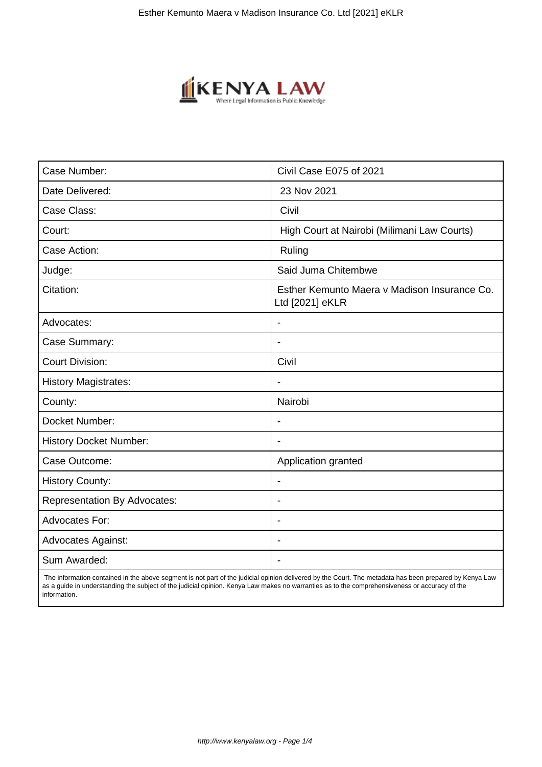| Case Number: | Civil Case E075 of 2021 |
| --- | --- |
| Date Delivered: | 23 Nov 2021 |
| Case Class: | Civil |
| Court: | High Court at Nairobi (Milimani Law Courts) |
| Case Action: | Ruling |
| Judge: | Said Juma Chitembwe |
| Citation: | Esther Kemunto Maera v Madison Insurance Co. Ltd [2021] eKLR |
| Advocates: | - |
| Case Summary: | - |
| Court Division: | Civil |
| History Magistrates: | - |
| County: | Nairobi |
| Docket Number: | - |
| History Docket Number: | - |
| Case Outcome: | Application granted |
| History County: | - |
| Representation By Advocates: | - |
| Advocates For: | - |
| Advocates Against: | - |
| Sum Awarded: | - |

The information contained in the above segment is not part of the judicial opinion delivered by the Court. The metadata has been prepared by Kenya Law as a guide in understanding the subject of the judicial opinion. Kenya Law makes no warranties as to the comprehensiveness or accuracy of the information.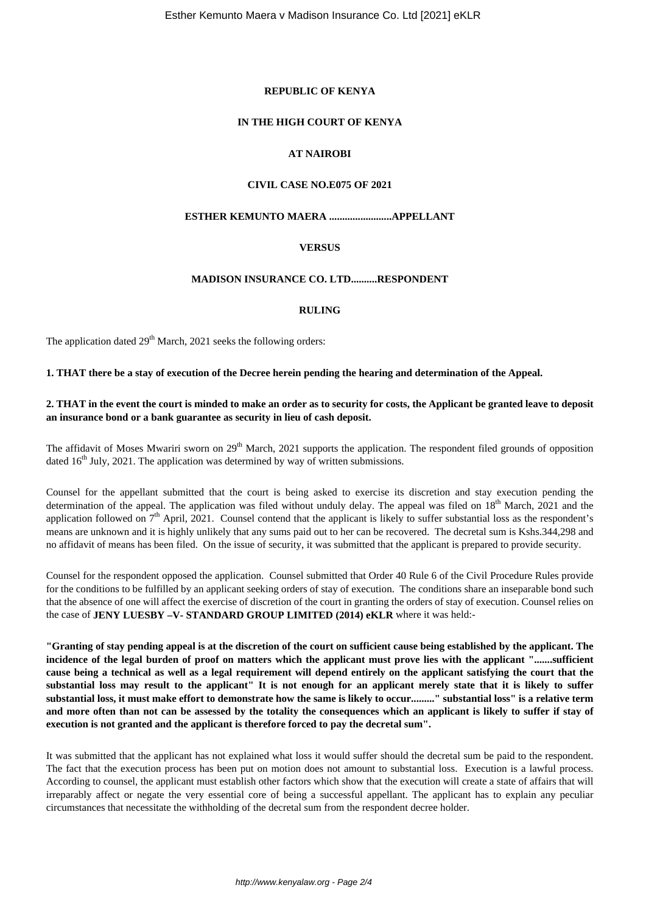**REPUBLIC OF KENYA**

**IN THE HIGH COURT OF KENYA**

**AT NAIROBI**

**CIVIL CASE NO.E075 OF 2021**

**ESTHER KEMUNTO MAERA ........................APPELLANT**

**VERSUS**

**MADISON INSURANCE CO. LTD..........RESPONDENT**

**RULING**

The application dated 29th March, 2021 seeks the following orders:

**1. THAT there be a stay of execution of the Decree herein pending the hearing and determination of the Appeal.**

**2. THAT in the event the court is minded to make an order as to security for costs, the Applicant be granted leave to deposit an insurance bond or a bank guarantee as security in lieu of cash deposit.**

The affidavit of Moses Mwariri sworn on 29th March, 2021 supports the application. The respondent filed grounds of opposition dated 16th July, 2021. The application was determined by way of written submissions.

Counsel for the appellant submitted that the court is being asked to exercise its discretion and stay execution pending the determination of the appeal. The application was filed without unduly delay. The appeal was filed on 18th March, 2021 and the application followed on 7th April, 2021. Counsel contend that the applicant is likely to suffer substantial loss as the respondent's means are unknown and it is highly unlikely that any sums paid out to her can be recovered. The decretal sum is Kshs.344,298 and no affidavit of means has been filed. On the issue of security, it was submitted that the applicant is prepared to provide security.

Counsel for the respondent opposed the application. Counsel submitted that Order 40 Rule 6 of the Civil Procedure Rules provide for the conditions to be fulfilled by an applicant seeking orders of stay of execution. The conditions share an inseparable bond such that the absence of one will affect the exercise of discretion of the court in granting the orders of stay of execution. Counsel relies on the case of **JENY LUESBY –V- STANDARD GROUP LIMITED (2014) eKLR** where it was held:-

**"Granting of stay pending appeal is at the discretion of the court on sufficient cause being established by the applicant. The incidence of the legal burden of proof on matters which the applicant must prove lies with the applicant ".......sufficient cause being a technical as well as a legal requirement will depend entirely on the applicant satisfying the court that the substantial loss may result to the applicant" It is not enough for an applicant merely state that it is likely to suffer substantial loss, it must make effort to demonstrate how the same is likely to occur........." substantial loss" is a relative term and more often than not can be assessed by the totality the consequences which an applicant is likely to suffer if stay of execution is not granted and the applicant is therefore forced to pay the decretal sum".**

It was submitted that the applicant has not explained what loss it would suffer should the decretal sum be paid to the respondent. The fact that the execution process has been put on motion does not amount to substantial loss. Execution is a lawful process. According to counsel, the applicant must establish other factors which show that the execution will create a state of affairs that will irreparably affect or negate the very essential core of being a successful appellant. The applicant has to explain any peculiar circumstances that necessitate the withholding of the decretal sum from the respondent decree holder.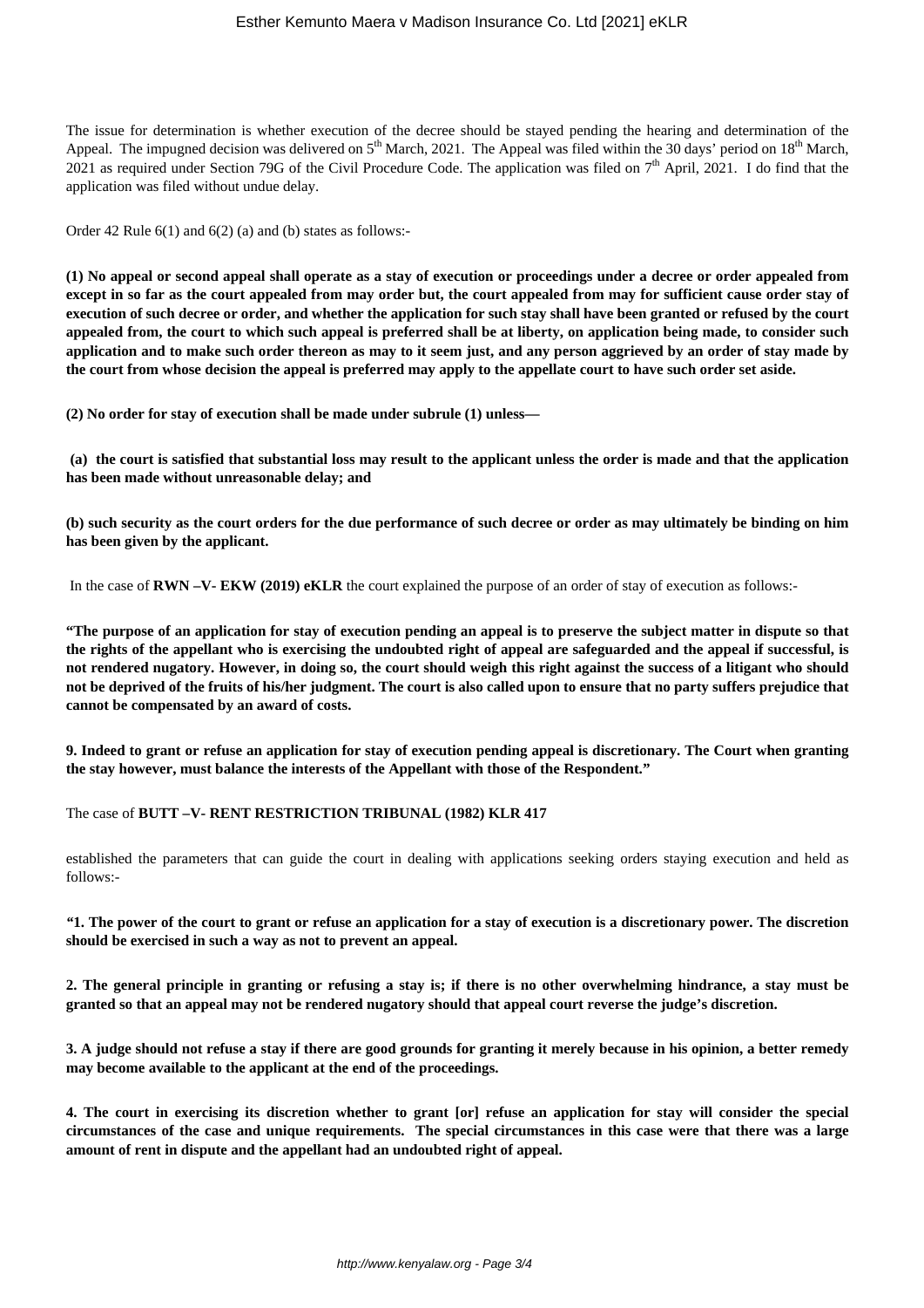The issue for determination is whether execution of the decree should be stayed pending the hearing and determination of the Appeal. The impugned decision was delivered on 5th March, 2021. The Appeal was filed within the 30 days' period on 18th March, 2021 as required under Section 79G of the Civil Procedure Code. The application was filed on 7th April, 2021. I do find that the application was filed without undue delay.

Order 42 Rule 6(1) and 6(2) (a) and (b) states as follows:-

**(1) No appeal or second appeal shall operate as a stay of execution or proceedings under a decree or order appealed from except in so far as the court appealed from may order but, the court appealed from may for sufficient cause order stay of execution of such decree or order, and whether the application for such stay shall have been granted or refused by the court appealed from, the court to which such appeal is preferred shall be at liberty, on application being made, to consider such application and to make such order thereon as may to it seem just, and any person aggrieved by an order of stay made by the court from whose decision the appeal is preferred may apply to the appellate court to have such order set aside.**

**(2) No order for stay of execution shall be made under subrule (1) unless—**

**(a) the court is satisfied that substantial loss may result to the applicant unless the order is made and that the application has been made without unreasonable delay; and**

**(b) such security as the court orders for the due performance of such decree or order as may ultimately be binding on him has been given by the applicant.**

In the case of **RWN –V- EKW (2019) eKLR** the court explained the purpose of an order of stay of execution as follows:-

**"The purpose of an application for stay of execution pending an appeal is to preserve the subject matter in dispute so that the rights of the appellant who is exercising the undoubted right of appeal are safeguarded and the appeal if successful, is not rendered nugatory. However, in doing so, the court should weigh this right against the success of a litigant who should not be deprived of the fruits of his/her judgment. The court is also called upon to ensure that no party suffers prejudice that cannot be compensated by an award of costs.**

**9. Indeed to grant or refuse an application for stay of execution pending appeal is discretionary. The Court when granting the stay however, must balance the interests of the Appellant with those of the Respondent."**

The case of **BUTT –V- RENT RESTRICTION TRIBUNAL (1982) KLR 417**

established the parameters that can guide the court in dealing with applications seeking orders staying execution and held as follows:-

**"1. The power of the court to grant or refuse an application for a stay of execution is a discretionary power. The discretion should be exercised in such a way as not to prevent an appeal.**

**2. The general principle in granting or refusing a stay is; if there is no other overwhelming hindrance, a stay must be granted so that an appeal may not be rendered nugatory should that appeal court reverse the judge's discretion.**

**3. A judge should not refuse a stay if there are good grounds for granting it merely because in his opinion, a better remedy may become available to the applicant at the end of the proceedings.**

**4. The court in exercising its discretion whether to grant [or] refuse an application for stay will consider the special circumstances of the case and unique requirements. The special circumstances in this case were that there was a large amount of rent in dispute and the appellant had an undoubted right of appeal.**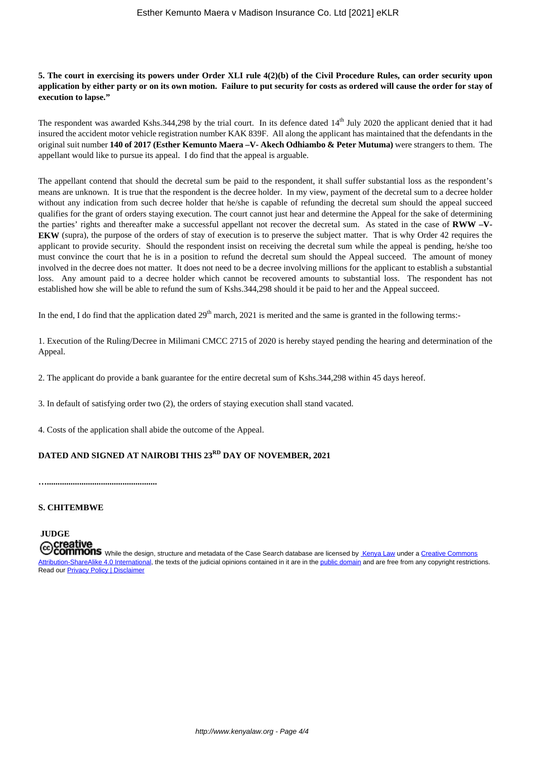**5. The court in exercising its powers under Order XLI rule 4(2)(b) of the Civil Procedure Rules, can order security upon application by either party or on its own motion. Failure to put security for costs as ordered will cause the order for stay of execution to lapse."**

The respondent was awarded Kshs.344,298 by the trial court. In its defence dated 14th July 2020 the applicant denied that it had insured the accident motor vehicle registration number KAK 839F. All along the applicant has maintained that the defendants in the original suit number **140 of 2017 (Esther Kemunto Maera –V- Akech Odhiambo & Peter Mutuma)** were strangers to them. The appellant would like to pursue its appeal. I do find that the appeal is arguable.

The appellant contend that should the decretal sum be paid to the respondent, it shall suffer substantial loss as the respondent's means are unknown. It is true that the respondent is the decree holder. In my view, payment of the decretal sum to a decree holder without any indication from such decree holder that he/she is capable of refunding the decretal sum should the appeal succeed qualifies for the grant of orders staying execution. The court cannot just hear and determine the Appeal for the sake of determining the parties' rights and thereafter make a successful appellant not recover the decretal sum. As stated in the case of **RWW –V- EKW** (supra), the purpose of the orders of stay of execution is to preserve the subject matter. That is why Order 42 requires the applicant to provide security. Should the respondent insist on receiving the decretal sum while the appeal is pending, he/she too must convince the court that he is in a position to refund the decretal sum should the Appeal succeed. The amount of money involved in the decree does not matter. It does not need to be a decree involving millions for the applicant to establish a substantial loss. Any amount paid to a decree holder which cannot be recovered amounts to substantial loss. The respondent has not established how she will be able to refund the sum of Kshs.344,298 should it be paid to her and the Appeal succeed.

In the end, I do find that the application dated 29th march, 2021 is merited and the same is granted in the following terms:-

1. Execution of the Ruling/Decree in Milimani CMCC 2715 of 2020 is hereby stayed pending the hearing and determination of the Appeal.

2. The applicant do provide a bank guarantee for the entire decretal sum of Kshs.344,298 within 45 days hereof.

3. In default of satisfying order two (2), the orders of staying execution shall stand vacated.

4. Costs of the application shall abide the outcome of the Appeal.

**DATED AND SIGNED AT NAIROBI THIS 23RD DAY OF NOVEMBER, 2021**

**…...................................................**

**S. CHITEMBWE**

**JUDGE**

While the design, structure and metadata of the Case Search database are licensed by Kenya Law under a Creative Commons Attribution-ShareAlike 4.0 International, the texts of the judicial opinions contained in it are in the public domain and are free from any copyright restrictions. Read our Privacy Policy | Disclaimer